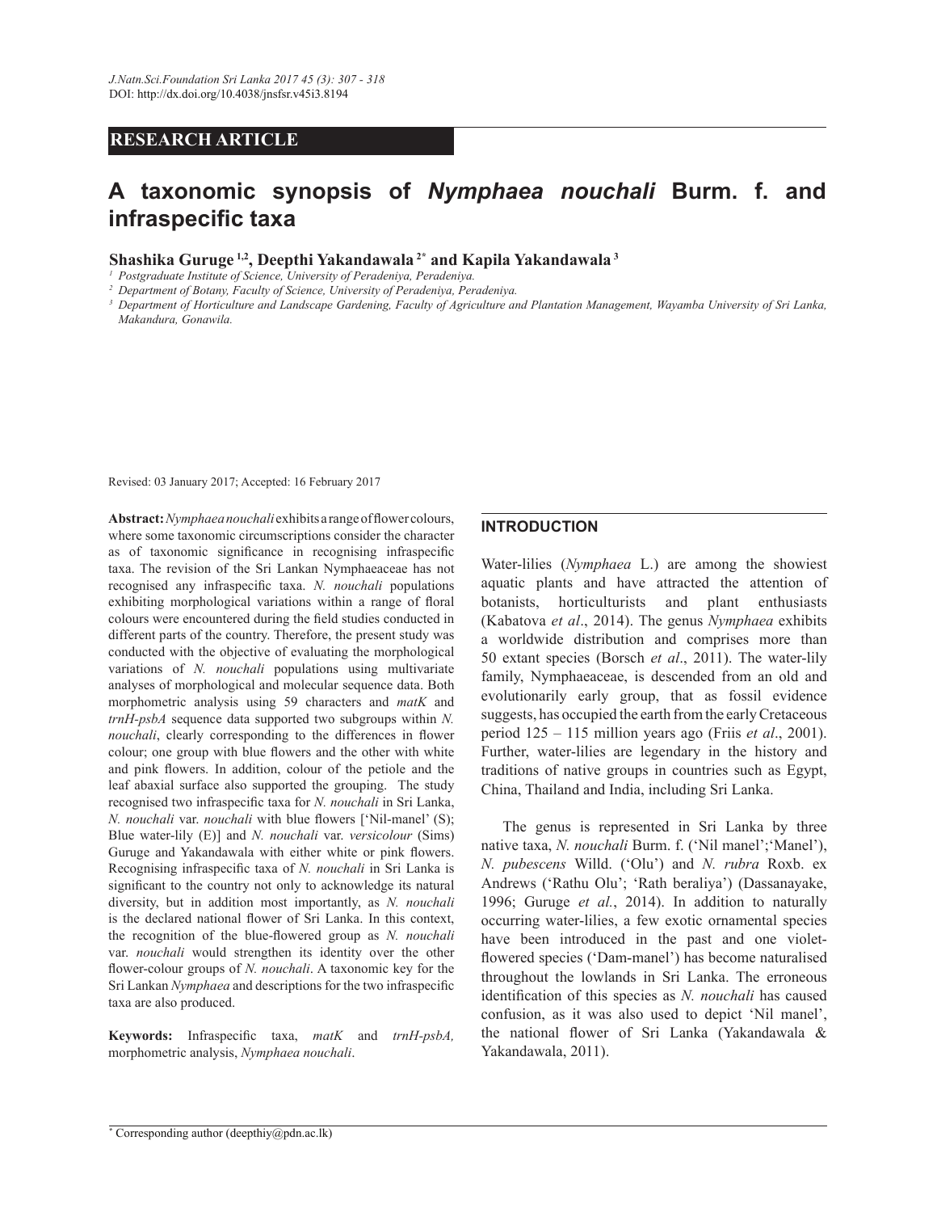**RESEARCH ARTICLE**

# A taxonomic synopsis of *Nymphaea nouchali* Burm. f. and infraspecific taxa

**Shashika Guruge [1,2], Deepthi Yakandawala [2*] and Kapila Yakandawala [3]**

[1] *Postgraduate Institute of Science, University of Peradeniya, Peradeniya.*

[2] *Department of Botany, Faculty of Science, University of Peradeniya, Peradeniya.*

[3] *Department of Horticulture and Landscape Gardening, Faculty of Agriculture and Plantation Management, Wayamba University of Sri Lanka, Makandura, Gonawila.*

Revised: 03 January 2017; Accepted: 16 February 2017

**Abstract:** *Nymphaea nouchali* exhibits a range of flower colours, where some taxonomic circumscriptions consider the character as of taxonomic significance in recognising infraspecific taxa. The revision of the Sri Lankan Nymphaeaceae has not recognised any infraspecific taxa. *N. nouchali* populations exhibiting morphological variations within a range of floral colours were encountered during the field studies conducted in different parts of the country. Therefore, the present study was conducted with the objective of evaluating the morphological variations of *N. nouchali* populations using multivariate analyses of morphological and molecular sequence data. Both morphometric analysis using 59 characters and *matK* and *trnH-psbA* sequence data supported two subgroups within *N. nouchali*, clearly corresponding to the differences in flower colour; one group with blue flowers and the other with white and pink flowers. In addition, colour of the petiole and the leaf abaxial surface also supported the grouping. The study recognised two infraspecific taxa for *N. nouchali* in Sri Lanka, *N. nouchali* var. *nouchali* with blue flowers ['Nil-manel' (S); Blue water-lily (E)] and *N. nouchali* var. *versicolour* (Sims) Guruge and Yakandawala with either white or pink flowers. Recognising infraspecific taxa of *N. nouchali* in Sri Lanka is significant to the country not only to acknowledge its natural diversity, but in addition most importantly, as *N. nouchali* is the declared national flower of Sri Lanka. In this context, the recognition of the blue-flowered group as *N. nouchali* var. *nouchali* would strengthen its identity over the other flower-colour groups of *N. nouchali*. A taxonomic key for the Sri Lankan *Nymphaea* and descriptions for the two infraspecific taxa are also produced.

**Keywords:** Infraspecific taxa, *matK* and *trnH-psbA,* morphometric analysis, *Nymphaea nouchali*.

## INTRODUCTION

Water-lilies (*Nymphaea* L.) are among the showiest aquatic plants and have attracted the attention of botanists, horticulturists and plant enthusiasts (Kabatova *et al*., 2014). The genus *Nymphaea* exhibits a worldwide distribution and comprises more than 50 extant species (Borsch *et al*., 2011). The water-lily family, Nymphaeaceae, is descended from an old and evolutionarily early group, that as fossil evidence suggests, has occupied the earth from the early Cretaceous period 125 – 115 million years ago (Friis *et al*., 2001). Further, water-lilies are legendary in the history and traditions of native groups in countries such as Egypt, China, Thailand and India, including Sri Lanka.

The genus is represented in Sri Lanka by three native taxa, *N. nouchali* Burm. f. ('Nil manel';'Manel'), *N. pubescens* Willd. ('Olu') and *N. rubra* Roxb. ex Andrews ('Rathu Olu'; 'Rath beraliya') (Dassanayake, 1996; Guruge *et al*., 2014). In addition to naturally occurring water-lilies, a few exotic ornamental species have been introduced in the past and one violet-flowered species ('Dam-manel') has become naturalised throughout the lowlands in Sri Lanka. The erroneous identification of this species as *N. nouchali* has caused confusion, as it was also used to depict 'Nil manel', the national flower of Sri Lanka (Yakandawala & Yakandawala, 2011).

[*] Corresponding author (deepthiy@pdn.ac.lk)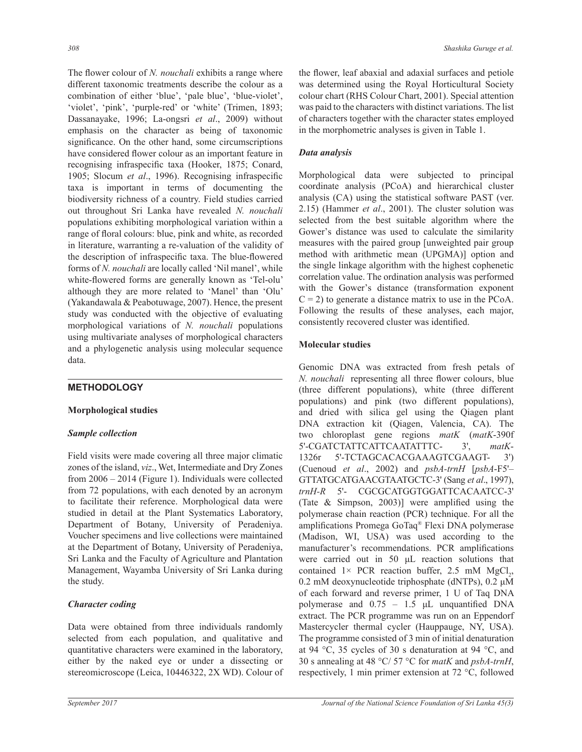The flower colour of *N. nouchali* exhibits a range where different taxonomic treatments describe the colour as a combination of either 'blue', 'pale blue', 'blue-violet', 'violet', 'pink', 'purple-red' or 'white' (Trimen, 1893; Dassanayake, 1996; La-ongsri *et al*., 2009) without emphasis on the character as being of taxonomic significance. On the other hand, some circumscriptions have considered flower colour as an important feature in recognising infraspecific taxa (Hooker, 1875; Conard, 1905; Slocum *et al*., 1996). Recognising infraspecific taxa is important in terms of documenting the biodiversity richness of a country. Field studies carried out throughout Sri Lanka have revealed *N. nouchali* populations exhibiting morphological variation within a range of floral colours: blue, pink and white, as recorded in literature, warranting a re-valuation of the validity of the description of infraspecific taxa. The blue-flowered forms of *N. nouchali* are locally called 'Nil manel', while white-flowered forms are generally known as 'Tel-olu' although they are more related to 'Manel' than 'Olu' (Yakandawala & Peabotuwage, 2007). Hence, the present study was conducted with the objective of evaluating morphological variations of *N. nouchali* populations using multivariate analyses of morphological characters and a phylogenetic analysis using molecular sequence data.

## METHODOLOGY

### Morphological studies

#### *Sample collection*

Field visits were made covering all three major climatic zones of the island, *viz*., Wet, Intermediate and Dry Zones from 2006 – 2014 (Figure 1). Individuals were collected from 72 populations, with each denoted by an acronym to facilitate their reference. Morphological data were studied in detail at the Plant Systematics Laboratory, Department of Botany, University of Peradeniya. Voucher specimens and live collections were maintained at the Department of Botany, University of Peradeniya, Sri Lanka and the Faculty of Agriculture and Plantation Management, Wayamba University of Sri Lanka during the study.

#### *Character coding*

Data were obtained from three individuals randomly selected from each population, and qualitative and quantitative characters were examined in the laboratory, either by the naked eye or under a dissecting or stereomicroscope (Leica, 10446322, 2X WD). Colour of the flower, leaf abaxial and adaxial surfaces and petiole was determined using the Royal Horticultural Society colour chart (RHS Colour Chart, 2001). Special attention was paid to the characters with distinct variations. The list of characters together with the character states employed in the morphometric analyses is given in Table 1.

#### *Data analysis*

Morphological data were subjected to principal coordinate analysis (PCoA) and hierarchical cluster analysis (CA) using the statistical software PAST (ver. 2.15) (Hammer *et al*., 2001). The cluster solution was selected from the best suitable algorithm where the Gower's distance was used to calculate the similarity measures with the paired group [unweighted pair group method with arithmetic mean (UPGMA)] option and the single linkage algorithm with the highest cophenetic correlation value. The ordination analysis was performed with the Gower's distance (transformation exponent $C = 2$) to generate a distance matrix to use in the PCoA. Following the results of these analyses, each major, consistently recovered cluster was identified.

### Molecular studies

Genomic DNA was extracted from fresh petals of *N. nouchali* representing all three flower colours, blue (three different populations), white (three different populations) and pink (two different populations), and dried with silica gel using the Qiagen plant DNA extraction kit (Qiagen, Valencia, CA). The two chloroplast gene regions *matK* (*matK*-390f 5'-CGATCTATTCATTCAATATTTC- 3', *matK*-1326r 5'-TCTAGCACACGAAAGTCGAAGT- 3') (Cuenoud *et al*., 2002) and *psbA-trnH* [*psbA*-F5'–GTTATGCATGAACGTAATGCTC-3' (Sang *et al*., 1997), *trnH-R* 5'- CGCGCATGGTGGATTCACAATCC-3' (Tate & Simpson, 2003)] were amplified using the polymerase chain reaction (PCR) technique. For all the amplifications Promega GoTaq® Flexi DNA polymerase (Madison, WI, USA) was used according to the manufacturer's recommendations. PCR amplifications were carried out in 50 µL reaction solutions that contained 1× PCR reaction buffer, 2.5 mM $MgCl_2$, 0.2 mM deoxynucleotide triphosphate (dNTPs), 0.2 µM of each forward and reverse primer, 1 U of Taq DNA polymerase and 0.75 – 1.5 µL unquantified DNA extract. The PCR programme was run on an Eppendorf Mastercycler thermal cycler (Hauppauge, NY, USA). The programme consisted of 3 min of initial denaturation at 94 °C, 35 cycles of 30 s denaturation at 94 °C, and 30 s annealing at 48 °C/ 57 °C for *matK* and *psbA-trnH*, respectively, 1 min primer extension at 72 °C, followed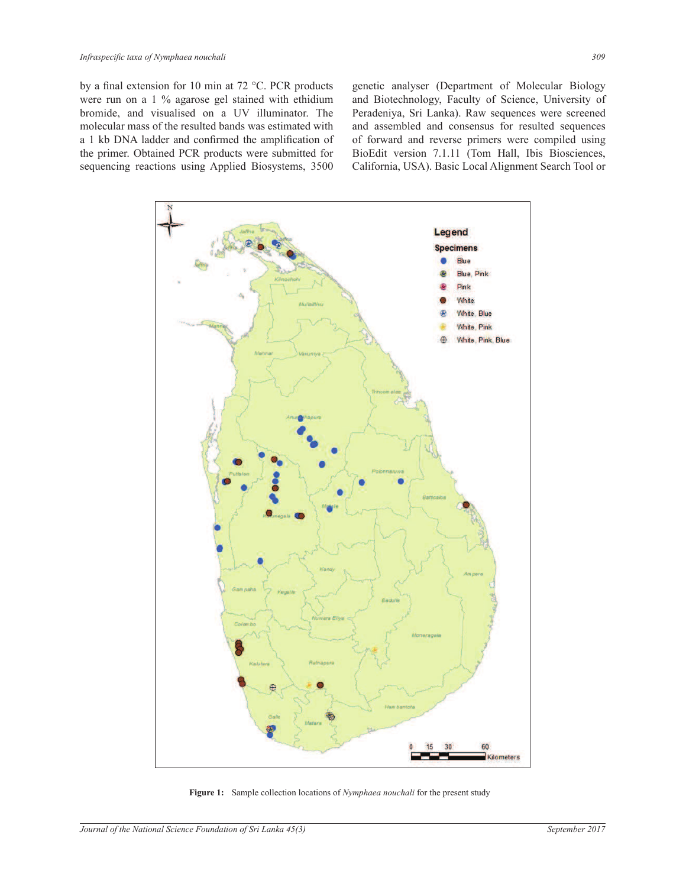by a final extension for 10 min at 72 °C. PCR products were run on a 1 % agarose gel stained with ethidium bromide, and visualised on a UV illuminator. The molecular mass of the resulted bands was estimated with a 1 kb DNA ladder and confirmed the amplification of the primer. Obtained PCR products were submitted for sequencing reactions using Applied Biosystems, 3500 genetic analyser (Department of Molecular Biology and Biotechnology, Faculty of Science, University of Peradeniya, Sri Lanka). Raw sequences were screened and assembled and consensus for resulted sequences of forward and reverse primers were compiled using BioEdit version 7.1.11 (Tom Hall, Ibis Biosciences, California, USA). Basic Local Alignment Search Tool or

**Figure 1:** Sample collection locations of *Nymphaea nouchali* for the present study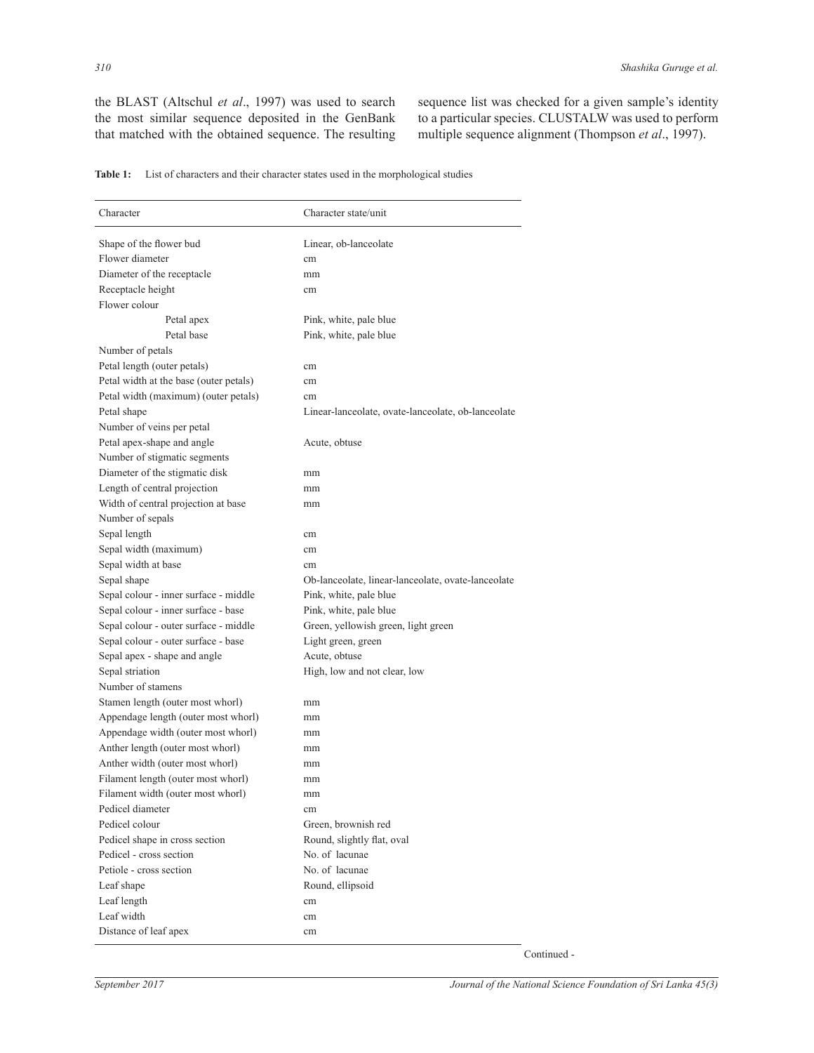the BLAST (Altschul *et al*., 1997) was used to search the most similar sequence deposited in the GenBank that matched with the obtained sequence. The resulting sequence list was checked for a given sample's identity to a particular species. CLUSTALW was used to perform multiple sequence alignment (Thompson *et al*., 1997).

**Table 1:** List of characters and their character states used in the morphological studies

| Character | Character state/unit |
|---|---|
| Shape of the flower bud | Linear, ob-lanceolate |
| Flower diameter | cm |
| Diameter of the receptacle | mm |
| Receptacle height | cm |
| Flower colour | |
| Petal apex | Pink, white, pale blue |
| Petal base | Pink, white, pale blue |
| Number of petals | |
| Petal length (outer petals) | cm |
| Petal width at the base (outer petals) | cm |
| Petal width (maximum) (outer petals) | cm |
| Petal shape | Linear-lanceolate, ovate-lanceolate, ob-lanceolate |
| Number of veins per petal | |
| Petal apex-shape and angle | Acute, obtuse |
| Number of stigmatic segments | |
| Diameter of the stigmatic disk | mm |
| Length of central projection | mm |
| Width of central projection at base | mm |
| Number of sepals | |
| Sepal length | cm |
| Sepal width (maximum) | cm |
| Sepal width at base | cm |
| Sepal shape | Ob-lanceolate, linear-lanceolate, ovate-lanceolate |
| Sepal colour - inner surface - middle | Pink, white, pale blue |
| Sepal colour - inner surface - base | Pink, white, pale blue |
| Sepal colour - outer surface - middle | Green, yellowish green, light green |
| Sepal colour - outer surface - base | Light green, green |
| Sepal apex - shape and angle | Acute, obtuse |
| Sepal striation | High, low and not clear, low |
| Number of stamens | |
| Stamen length (outer most whorl) | mm |
| Appendage length (outer most whorl) | mm |
| Appendage width (outer most whorl) | mm |
| Anther length (outer most whorl) | mm |
| Anther width (outer most whorl) | mm |
| Filament length (outer most whorl) | mm |
| Filament width (outer most whorl) | mm |
| Pedicel diameter | cm |
| Pedicel colour | Green, brownish red |
| Pedicel shape in cross section | Round, slightly flat, oval |
| Pedicel - cross section | No. of lacunae |
| Petiole - cross section | No. of lacunae |
| Leaf shape | Round, ellipsoid |
| Leaf length | cm |
| Leaf width | cm |
| Distance of leaf apex | cm |

Continued -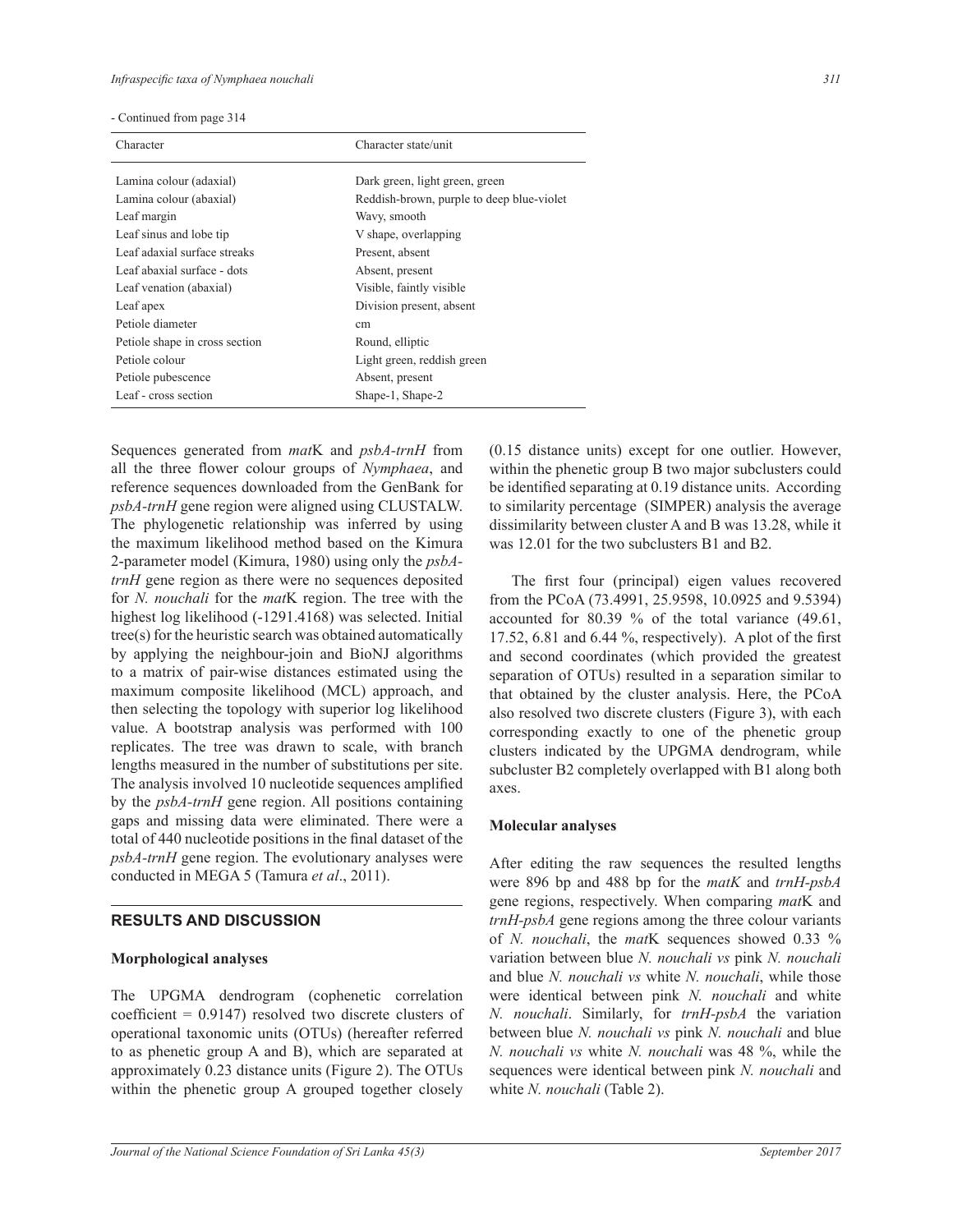- Continued from page 314

| Character | Character state/unit |
|---|---|
| Lamina colour (adaxial) | Dark green, light green, green |
| Lamina colour (abaxial) | Reddish-brown, purple to deep blue-violet |
| Leaf margin | Wavy, smooth |
| Leaf sinus and lobe tip | V shape, overlapping |
| Leaf adaxial surface streaks | Present, absent |
| Leaf abaxial surface - dots | Absent, present |
| Leaf venation (abaxial) | Visible, faintly visible |
| Leaf apex | Division present, absent |
| Petiole diameter | cm |
| Petiole shape in cross section | Round, elliptic |
| Petiole colour | Light green, reddish green |
| Petiole pubescence | Absent, present |
| Leaf - cross section | Shape-1, Shape-2 |

Sequences generated from *mat*K and *psbA-trnH* from all the three flower colour groups of *Nymphaea*, and reference sequences downloaded from the GenBank for *psbA-trnH* gene region were aligned using CLUSTALW. The phylogenetic relationship was inferred by using the maximum likelihood method based on the Kimura 2-parameter model (Kimura, 1980) using only the *psbA-trnH* gene region as there were no sequences deposited for *N. nouchali* for the *mat*K region. The tree with the highest log likelihood (-1291.4168) was selected. Initial tree(s) for the heuristic search was obtained automatically by applying the neighbour-join and BioNJ algorithms to a matrix of pair-wise distances estimated using the maximum composite likelihood (MCL) approach, and then selecting the topology with superior log likelihood value. A bootstrap analysis was performed with 100 replicates. The tree was drawn to scale, with branch lengths measured in the number of substitutions per site. The analysis involved 10 nucleotide sequences amplified by the *psbA-trnH* gene region. All positions containing gaps and missing data were eliminated. There were a total of 440 nucleotide positions in the final dataset of the *psbA-trnH* gene region. The evolutionary analyses were conducted in MEGA 5 (Tamura *et al*., 2011).

## RESULTS AND DISCUSSION

### Morphological analyses

The UPGMA dendrogram (cophenetic correlation coefficient = 0.9147) resolved two discrete clusters of operational taxonomic units (OTUs) (hereafter referred to as phenetic group A and B), which are separated at approximately 0.23 distance units (Figure 2). The OTUs within the phenetic group A grouped together closely (0.15 distance units) except for one outlier. However, within the phenetic group B two major subclusters could be identified separating at 0.19 distance units. According to similarity percentage (SIMPER) analysis the average dissimilarity between cluster A and B was 13.28, while it was 12.01 for the two subclusters B1 and B2.

The first four (principal) eigen values recovered from the PCoA (73.4991, 25.9598, 10.0925 and 9.5394) accounted for 80.39 % of the total variance (49.61, 17.52, 6.81 and 6.44 %, respectively). A plot of the first and second coordinates (which provided the greatest separation of OTUs) resulted in a separation similar to that obtained by the cluster analysis. Here, the PCoA also resolved two discrete clusters (Figure 3), with each corresponding exactly to one of the phenetic group clusters indicated by the UPGMA dendrogram, while subcluster B2 completely overlapped with B1 along both axes.

### Molecular analyses

After editing the raw sequences the resulted lengths were 896 bp and 488 bp for the *matK* and *trnH-psbA* gene regions, respectively. When comparing *mat*K and *trnH-psbA* gene regions among the three colour variants of *N. nouchali*, the *mat*K sequences showed 0.33 % variation between blue *N. nouchali vs* pink *N. nouchali* and blue *N. nouchali vs* white *N. nouchali*, while those were identical between pink *N. nouchali* and white *N. nouchali*. Similarly, for *trnH-psbA* the variation between blue *N. nouchali vs* pink *N. nouchali* and blue *N. nouchali vs* white *N. nouchali* was 48 %, while the sequences were identical between pink *N. nouchali* and white *N. nouchali* (Table 2).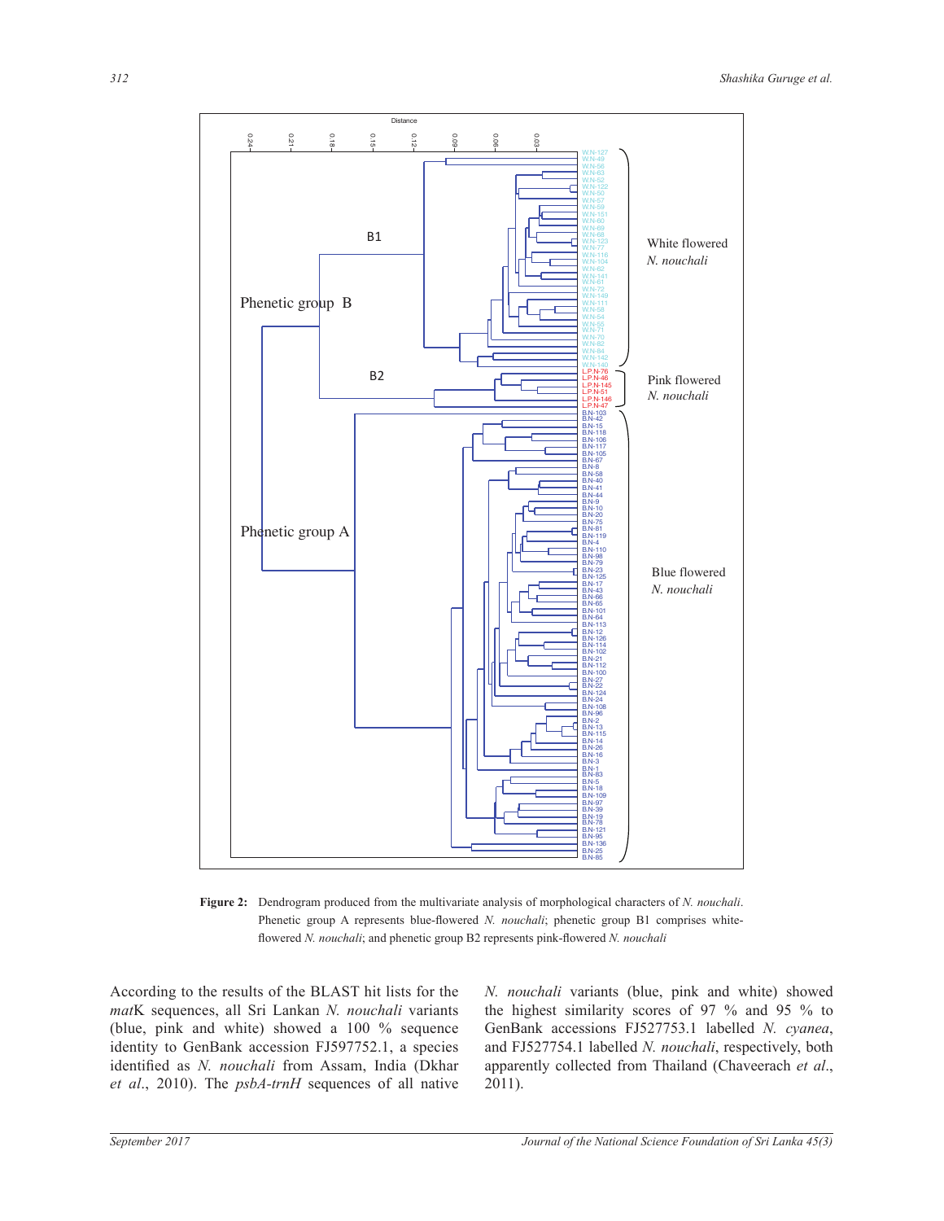**Figure 2:** Dendrogram produced from the multivariate analysis of morphological characters of *N. nouchali*. Phenetic group A represents blue-flowered *N. nouchali*; phenetic group B1 comprises white-flowered *N. nouchali*; and phenetic group B2 represents pink-flowered *N. nouchali*

According to the results of the BLAST hit lists for the *mat*K sequences, all Sri Lankan *N. nouchali* variants (blue, pink and white) showed a 100 % sequence identity to GenBank accession FJ597752.1, a species identified as *N. nouchali* from Assam, India (Dkhar *et al*., 2010). The *psbA-trnH* sequences of all native *N. nouchali* variants (blue, pink and white) showed the highest similarity scores of 97 % and 95 % to GenBank accessions FJ527753.1 labelled *N. cyanea*, and FJ527754.1 labelled *N. nouchali*, respectively, both apparently collected from Thailand (Chaveerach *et al*., 2011).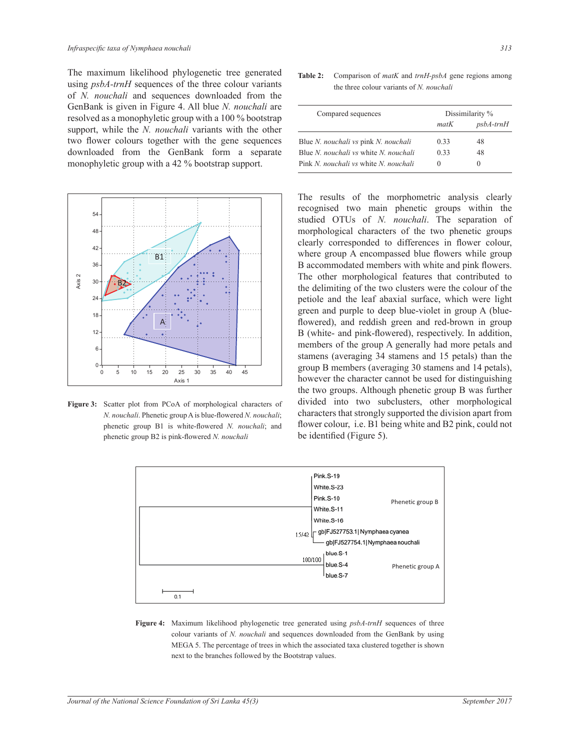The maximum likelihood phylogenetic tree generated using *psbA-trnH* sequences of the three colour variants of *N. nouchali* and sequences downloaded from the GenBank is given in Figure 4. All blue *N. nouchali* are resolved as a monophyletic group with a 100 % bootstrap support, while the *N. nouchali* variants with the other two flower colours together with the gene sequences downloaded from the GenBank form a separate monophyletic group with a 42 % bootstrap support.

**Table 2:** Comparison of *matK* and *trnH-psbA* gene regions among the three colour variants of *N. nouchali*

| Compared sequences | Dissimilarity % | |
|---|---|---|
| | *matK* | *psbA-trnH* |
| Blue *N. nouchali* vs pink *N. nouchali* | 0.33 | 48 |
| Blue *N. nouchali* vs white *N. nouchali* | 0.33 | 48 |
| Pink *N. nouchali* vs white *N. nouchali* | 0 | 0 |

**Figure 3:** Scatter plot from PCoA of morphological characters of *N. nouchali*. Phenetic group A is blue-flowered *N. nouchali*; phenetic group B1 is white-flowered *N. nouchali*; and phenetic group B2 is pink-flowered *N. nouchali*

The results of the morphometric analysis clearly recognised two main phenetic groups within the studied OTUs of *N. nouchali*. The separation of morphological characters of the two phenetic groups clearly corresponded to differences in flower colour, where group A encompassed blue flowers while group B accommodated members with white and pink flowers. The other morphological features that contributed to the delimiting of the two clusters were the colour of the petiole and the leaf abaxial surface, which were light green and purple to deep blue-violet in group A (blue-flowered), and reddish green and red-brown in group B (white- and pink-flowered), respectively. In addition, members of the group A generally had more petals and stamens (averaging 34 stamens and 15 petals) than the group B members (averaging 30 stamens and 14 petals), however the character cannot be used for distinguishing the two groups. Although phenetic group B was further divided into two subclusters, other morphological characters that strongly supported the division apart from flower colour, i.e. B1 being white and B2 pink, could not be identified (Figure 5).

**Figure 4:** Maximum likelihood phylogenetic tree generated using *psbA-trnH* sequences of three colour variants of *N. nouchali* and sequences downloaded from the GenBank by using MEGA 5. The percentage of trees in which the associated taxa clustered together is shown next to the branches followed by the Bootstrap values.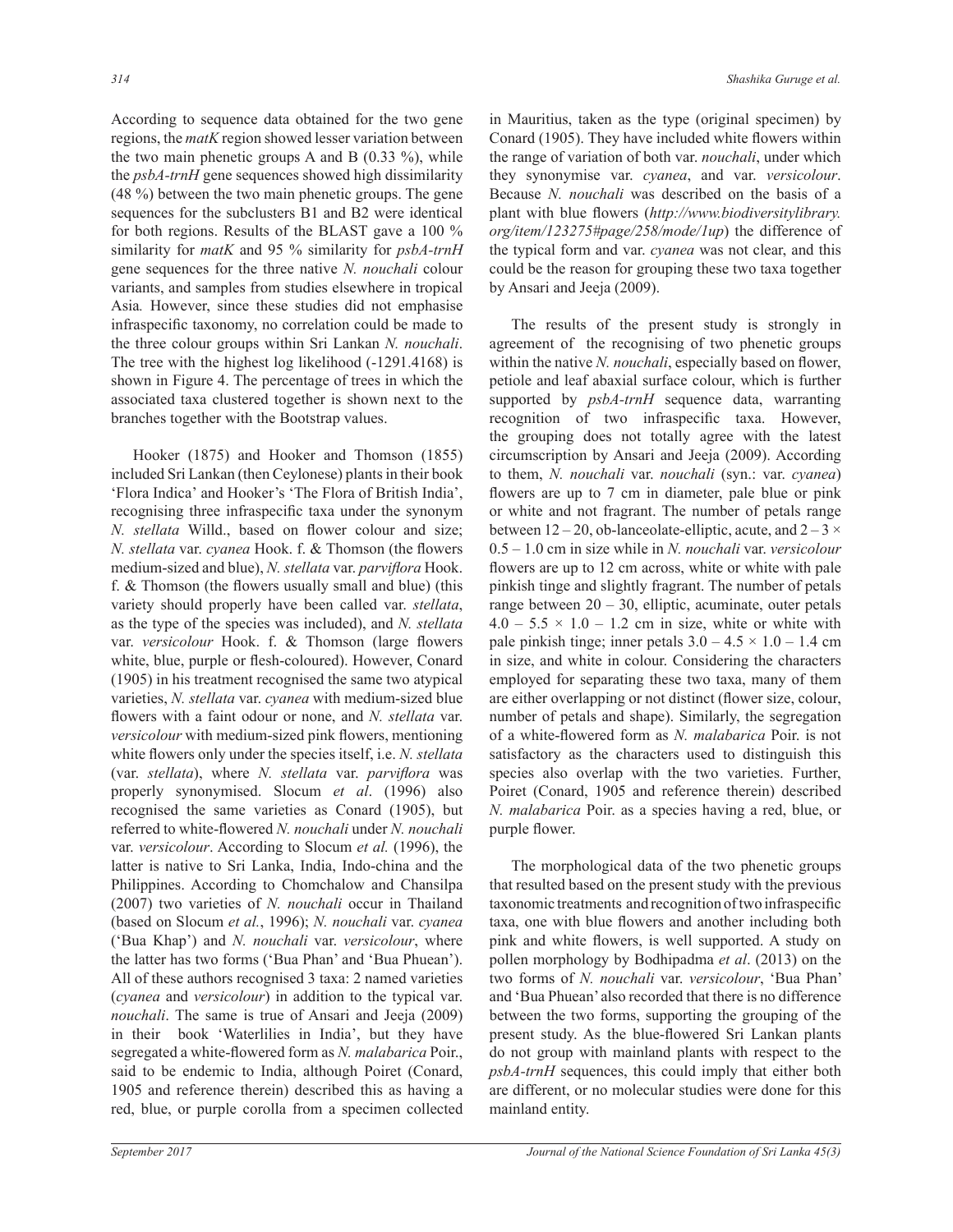According to sequence data obtained for the two gene regions, the *matK* region showed lesser variation between the two main phenetic groups A and B (0.33 %), while the *psbA-trnH* gene sequences showed high dissimilarity (48 %) between the two main phenetic groups. The gene sequences for the subclusters B1 and B2 were identical for both regions. Results of the BLAST gave a 100 % similarity for *matK* and 95 % similarity for *psbA-trnH* gene sequences for the three native *N. nouchali* colour variants, and samples from studies elsewhere in tropical Asia*.* However, since these studies did not emphasise infraspecific taxonomy, no correlation could be made to the three colour groups within Sri Lankan *N. nouchali*. The tree with the highest log likelihood (-1291.4168) is shown in Figure 4. The percentage of trees in which the associated taxa clustered together is shown next to the branches together with the Bootstrap values.

Hooker (1875) and Hooker and Thomson (1855) included Sri Lankan (then Ceylonese) plants in their book 'Flora Indica' and Hooker's 'The Flora of British India', recognising three infraspecific taxa under the synonym *N. stellata* Willd., based on flower colour and size; *N. stellata* var. *cyanea* Hook. f. & Thomson (the flowers medium-sized and blue), *N. stellata* var. *parviflora* Hook. f. & Thomson (the flowers usually small and blue) (this variety should properly have been called var. *stellata*, as the type of the species was included), and *N. stellata* var. *versicolour* Hook. f. & Thomson (large flowers white, blue, purple or flesh-coloured). However, Conard (1905) in his treatment recognised the same two atypical varieties, *N. stellata* var. *cyanea* with medium-sized blue flowers with a faint odour or none, and *N. stellata* var. *versicolour* with medium-sized pink flowers, mentioning white flowers only under the species itself, i.e. *N. stellata* (var. *stellata*), where *N. stellata* var. *parviflora* was properly synonymised. Slocum *et al*. (1996) also recognised the same varieties as Conard (1905), but referred to white-flowered *N. nouchali* under *N. nouchali* var. *versicolour*. According to Slocum *et al.* (1996), the latter is native to Sri Lanka, India, Indo-china and the Philippines. According to Chomchalow and Chansilpa (2007) two varieties of *N. nouchali* occur in Thailand (based on Slocum *et al.*, 1996); *N. nouchali* var. *cyanea* ('Bua Khap') and *N. nouchali* var. *versicolour*, where the latter has two forms ('Bua Phan' and 'Bua Phuean'). All of these authors recognised 3 taxa: 2 named varieties (*cyanea* and *versicolour*) in addition to the typical var. *nouchali*. The same is true of Ansari and Jeeja (2009) in their book 'Waterlilies in India', but they have segregated a white-flowered form as *N. malabarica* Poir., said to be endemic to India, although Poiret (Conard, 1905 and reference therein) described this as having a red, blue, or purple corolla from a specimen collected in Mauritius, taken as the type (original specimen) by Conard (1905). They have included white flowers within the range of variation of both var. *nouchali*, under which they synonymise var. *cyanea*, and var. *versicolour*. Because *N. nouchali* was described on the basis of a plant with blue flowers (*http://www.biodiversitylibrary.org/item/123275#page/258/mode/1up*) the difference of the typical form and var. *cyanea* was not clear, and this could be the reason for grouping these two taxa together by Ansari and Jeeja (2009).

The results of the present study is strongly in agreement of the recognising of two phenetic groups within the native *N. nouchali*, especially based on flower, petiole and leaf abaxial surface colour, which is further supported by *psbA-trnH* sequence data, warranting recognition of two infraspecific taxa. However, the grouping does not totally agree with the latest circumscription by Ansari and Jeeja (2009). According to them, *N. nouchali* var. *nouchali* (syn.: var. *cyanea*) flowers are up to 7 cm in diameter, pale blue or pink or white and not fragrant. The number of petals range between 12 – 20, ob-lanceolate-elliptic, acute, and $2 – 3 \times 0.5 – 1.0$ cm in size while in *N. nouchali* var. *versicolour* flowers are up to 12 cm across, white or white with pale pinkish tinge and slightly fragrant. The number of petals range between 20 – 30, elliptic, acuminate, outer petals $4.0 – 5.5 \times 1.0 – 1.2$ cm in size, white or white with pale pinkish tinge; inner petals $3.0 – 4.5 \times 1.0 – 1.4$ cm in size, and white in colour. Considering the characters employed for separating these two taxa, many of them are either overlapping or not distinct (flower size, colour, number of petals and shape). Similarly, the segregation of a white-flowered form as *N. malabarica* Poir. is not satisfactory as the characters used to distinguish this species also overlap with the two varieties. Further, Poiret (Conard, 1905 and reference therein) described *N. malabarica* Poir. as a species having a red, blue, or purple flower.

The morphological data of the two phenetic groups that resulted based on the present study with the previous taxonomic treatments and recognition of two infraspecific taxa, one with blue flowers and another including both pink and white flowers, is well supported. A study on pollen morphology by Bodhipadma *et al*. (2013) on the two forms of *N. nouchali* var. *versicolour*, 'Bua Phan' and 'Bua Phuean' also recorded that there is no difference between the two forms, supporting the grouping of the present study. As the blue-flowered Sri Lankan plants do not group with mainland plants with respect to the *psbA-trnH* sequences, this could imply that either both are different, or no molecular studies were done for this mainland entity.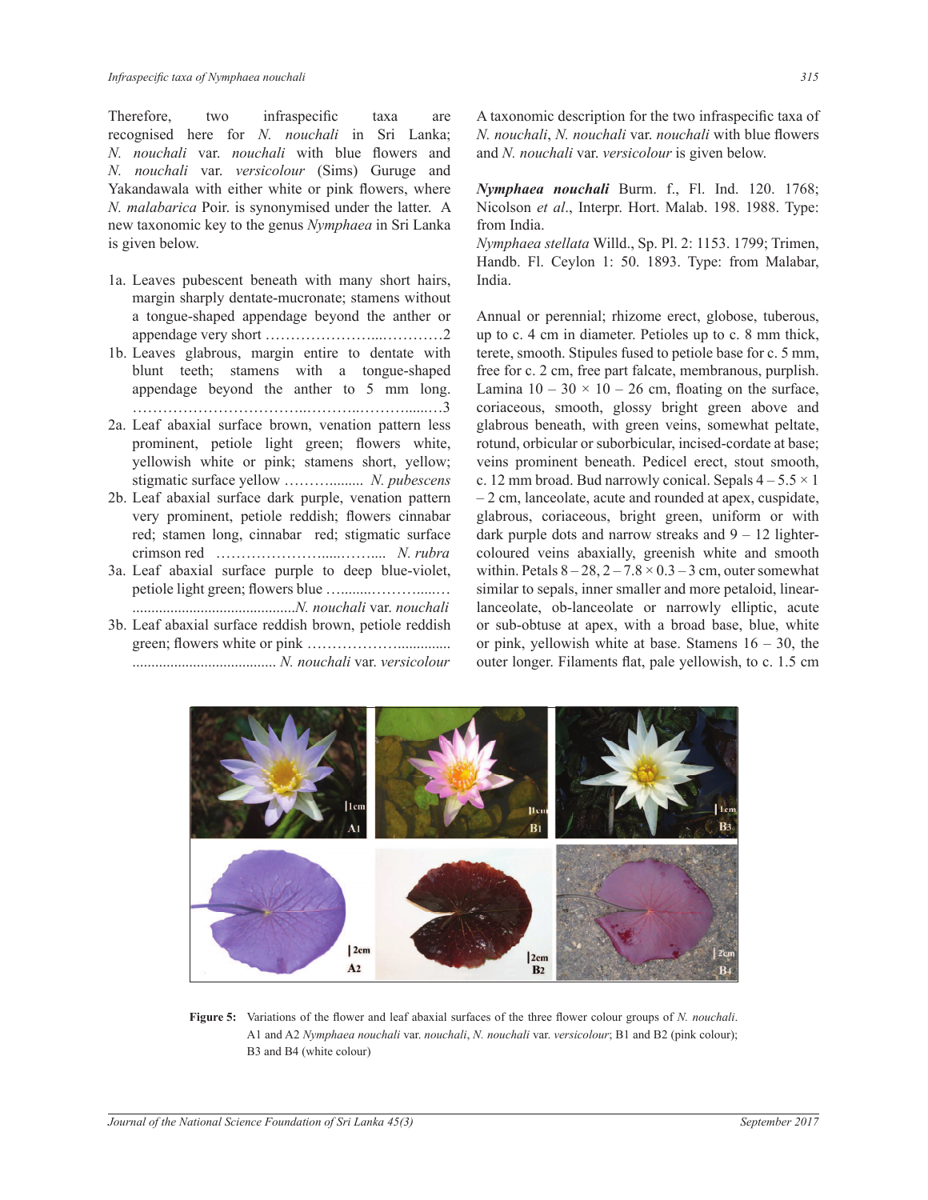Therefore, two infraspecific taxa are recognised here for *N. nouchali* in Sri Lanka; *N. nouchali* var. *nouchali* with blue flowers and *N. nouchali* var. *versicolour* (Sims) Guruge and Yakandawala with either white or pink flowers, where *N. malabarica* Poir. is synonymised under the latter. A new taxonomic key to the genus *Nymphaea* in Sri Lanka is given below.

1a. Leaves pubescent beneath with many short hairs, margin sharply dentate-mucronate; stamens without a tongue-shaped appendage beyond the anther or appendage very short …………………....…………2

1b. Leaves glabrous, margin entire to dentate with blunt teeth; stamens with a tongue-shaped appendage beyond the anther to 5 mm long. ……………………………..………..……......…3

2a. Leaf abaxial surface brown, venation pattern less prominent, petiole light green; flowers white, yellowish white or pink; stamens short, yellow; stigmatic surface yellow ……….......  *N. pubescens*

2b. Leaf abaxial surface dark purple, venation pattern very prominent, petiole reddish; flowers cinnabar red; stamen long, cinnabar red; stigmatic surface crimson red ………………….....……....  *N. rubra*

3a. Leaf abaxial surface purple to deep blue-violet, petiole light green; flowers blue …........………....… ..........................................*N. nouchali* var. *nouchali*

3b. Leaf abaxial surface reddish brown, petiole reddish green; flowers white or pink ……………….............. ..................................... *N. nouchali* var. *versicolour*

A taxonomic description for the two infraspecific taxa of *N. nouchali*, *N. nouchali* var. *nouchali* with blue flowers and *N. nouchali* var. *versicolour* is given below.

***Nymphaea nouchali*** Burm. f., Fl. Ind. 120. 1768; Nicolson *et al*., Interpr. Hort. Malab. 198. 1988. Type: from India.

*Nymphaea stellata* Willd., Sp. Pl. 2: 1153. 1799; Trimen, Handb. Fl. Ceylon 1: 50. 1893. Type: from Malabar, India.

Annual or perennial; rhizome erect, globose, tuberous, up to c. 4 cm in diameter. Petioles up to c. 8 mm thick, terete, smooth. Stipules fused to petiole base for c. 5 mm, free for c. 2 cm, free part falcate, membranous, purplish. Lamina 10 – 30 × 10 – 26 cm, floating on the surface, coriaceous, smooth, glossy bright green above and glabrous beneath, with green veins, somewhat peltate, rotund, orbicular or suborbicular, incised-cordate at base; veins prominent beneath. Pedicel erect, stout smooth, c. 12 mm broad. Bud narrowly conical. Sepals 4 – 5.5 × 1 – 2 cm, lanceolate, acute and rounded at apex, cuspidate, glabrous, coriaceous, bright green, uniform or with dark purple dots and narrow streaks and 9 – 12 lighter-coloured veins abaxially, greenish white and smooth within. Petals 8 – 28, 2 – 7.8 × 0.3 – 3 cm, outer somewhat similar to sepals, inner smaller and more petaloid, linear-lanceolate, ob-lanceolate or narrowly elliptic, acute or sub-obtuse at apex, with a broad base, blue, white or pink, yellowish white at base. Stamens 16 – 30, the outer longer. Filaments flat, pale yellowish, to c. 1.5 cm

**Figure 5:** Variations of the flower and leaf abaxial surfaces of the three flower colour groups of *N. nouchali*. A1 and A2 *Nymphaea nouchali* var. *nouchali*, *N. nouchali* var. *versicolour*; B1 and B2 (pink colour); B3 and B4 (white colour)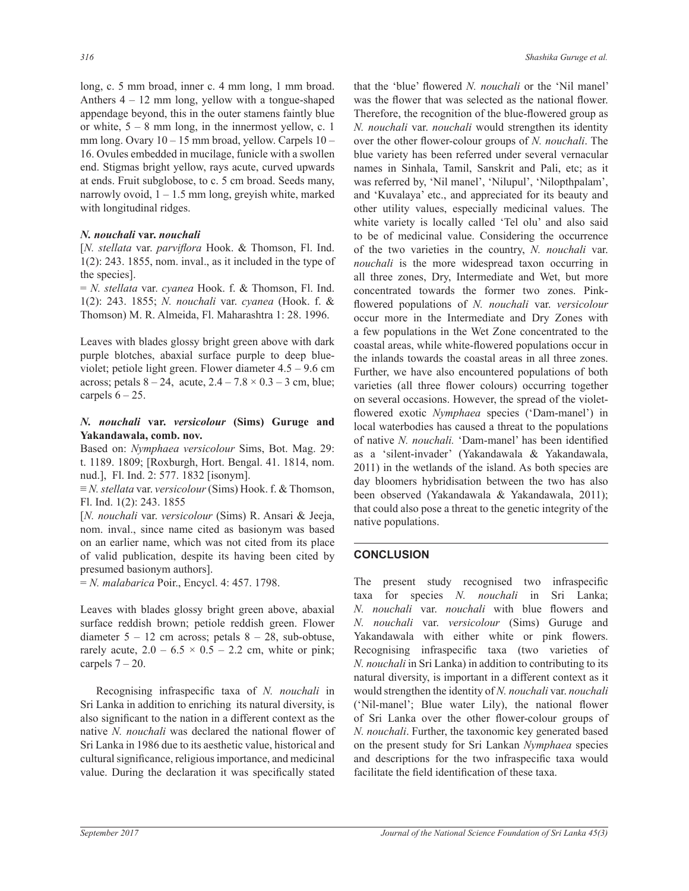long, c. 5 mm broad, inner c. 4 mm long, 1 mm broad. Anthers 4 – 12 mm long, yellow with a tongue-shaped appendage beyond, this in the outer stamens faintly blue or white, 5 – 8 mm long, in the innermost yellow, c. 1 mm long. Ovary 10 – 15 mm broad, yellow. Carpels 10 – 16. Ovules embedded in mucilage, funicle with a swollen end. Stigmas bright yellow, rays acute, curved upwards at ends. Fruit subglobose, to c. 5 cm broad. Seeds many, narrowly ovoid, 1 – 1.5 mm long, greyish white, marked with longitudinal ridges.

### *N. nouchali* var. *nouchali*

[*N. stellata* var. *parviflora* Hook. & Thomson, Fl. Ind. 1(2): 243. 1855, nom. inval., as it included in the type of the species].

= *N. stellata* var. *cyanea* Hook. f. & Thomson, Fl. Ind. 1(2): 243. 1855; *N. nouchali* var. *cyanea* (Hook. f. & Thomson) M. R. Almeida, Fl. Maharashtra 1: 28. 1996.

Leaves with blades glossy bright green above with dark purple blotches, abaxial surface purple to deep blue-violet; petiole light green. Flower diameter 4.5 – 9.6 cm across; petals 8 – 24, acute, 2.4 – 7.8 × 0.3 – 3 cm, blue; carpels 6 – 25.

### *N. nouchali* var. *versicolour* (Sims) Guruge and Yakandawala, comb. nov.

Based on: *Nymphaea versicolour* Sims, Bot. Mag. 29: t. 1189. 1809; [Roxburgh, Hort. Bengal. 41. 1814, nom. nud.], Fl. Ind. 2: 577. 1832 [isonym].

≡ *N. stellata* var. *versicolour* (Sims) Hook. f. & Thomson, Fl. Ind. 1(2): 243. 1855

[*N. nouchali* var. *versicolour* (Sims) R. Ansari & Jeeja, nom. inval., since name cited as basionym was based on an earlier name, which was not cited from its place of valid publication, despite its having been cited by presumed basionym authors].

= *N. malabarica* Poir., Encycl. 4: 457. 1798.

Leaves with blades glossy bright green above, abaxial surface reddish brown; petiole reddish green. Flower diameter 5 – 12 cm across; petals 8 – 28, sub-obtuse, rarely acute, 2.0 – 6.5 × 0.5 – 2.2 cm, white or pink; carpels 7 – 20.

Recognising infraspecific taxa of *N. nouchali* in Sri Lanka in addition to enriching its natural diversity, is also significant to the nation in a different context as the native *N. nouchali* was declared the national flower of Sri Lanka in 1986 due to its aesthetic value, historical and cultural significance, religious importance, and medicinal value. During the declaration it was specifically stated that the 'blue' flowered *N. nouchali* or the 'Nil manel' was the flower that was selected as the national flower. Therefore, the recognition of the blue-flowered group as *N. nouchali* var. *nouchali* would strengthen its identity over the other flower-colour groups of *N. nouchali*. The blue variety has been referred under several vernacular names in Sinhala, Tamil, Sanskrit and Pali, etc; as it was referred by, 'Nil manel', 'Nilupul', 'Nilopthpalam', and 'Kuvalaya' etc., and appreciated for its beauty and other utility values, especially medicinal values. The white variety is locally called 'Tel olu' and also said to be of medicinal value. Considering the occurrence of the two varieties in the country, *N. nouchali* var. *nouchali* is the more widespread taxon occurring in all three zones, Dry, Intermediate and Wet, but more concentrated towards the former two zones. Pink-flowered populations of *N. nouchali* var. *versicolour* occur more in the Intermediate and Dry Zones with a few populations in the Wet Zone concentrated to the coastal areas, while white-flowered populations occur in the inlands towards the coastal areas in all three zones. Further, we have also encountered populations of both varieties (all three flower colours) occurring together on several occasions. However, the spread of the violet-flowered exotic *Nymphaea* species ('Dam-manel') in local waterbodies has caused a threat to the populations of native *N. nouchali.* 'Dam-manel' has been identified as a 'silent-invader' (Yakandawala & Yakandawala, 2011) in the wetlands of the island. As both species are day bloomers hybridisation between the two has also been observed (Yakandawala & Yakandawala, 2011); that could also pose a threat to the genetic integrity of the native populations.

## CONCLUSION

The present study recognised two infraspecific taxa for species *N. nouchali* in Sri Lanka; *N. nouchali* var. *nouchali* with blue flowers and *N. nouchali* var. *versicolour* (Sims) Guruge and Yakandawala with either white or pink flowers. Recognising infraspecific taxa (two varieties of *N. nouchali* in Sri Lanka) in addition to contributing to its natural diversity, is important in a different context as it would strengthen the identity of *N. nouchali* var. *nouchali* ('Nil-manel'; Blue water Lily), the national flower of Sri Lanka over the other flower-colour groups of *N. nouchali*. Further, the taxonomic key generated based on the present study for Sri Lankan *Nymphaea* species and descriptions for the two infraspecific taxa would facilitate the field identification of these taxa.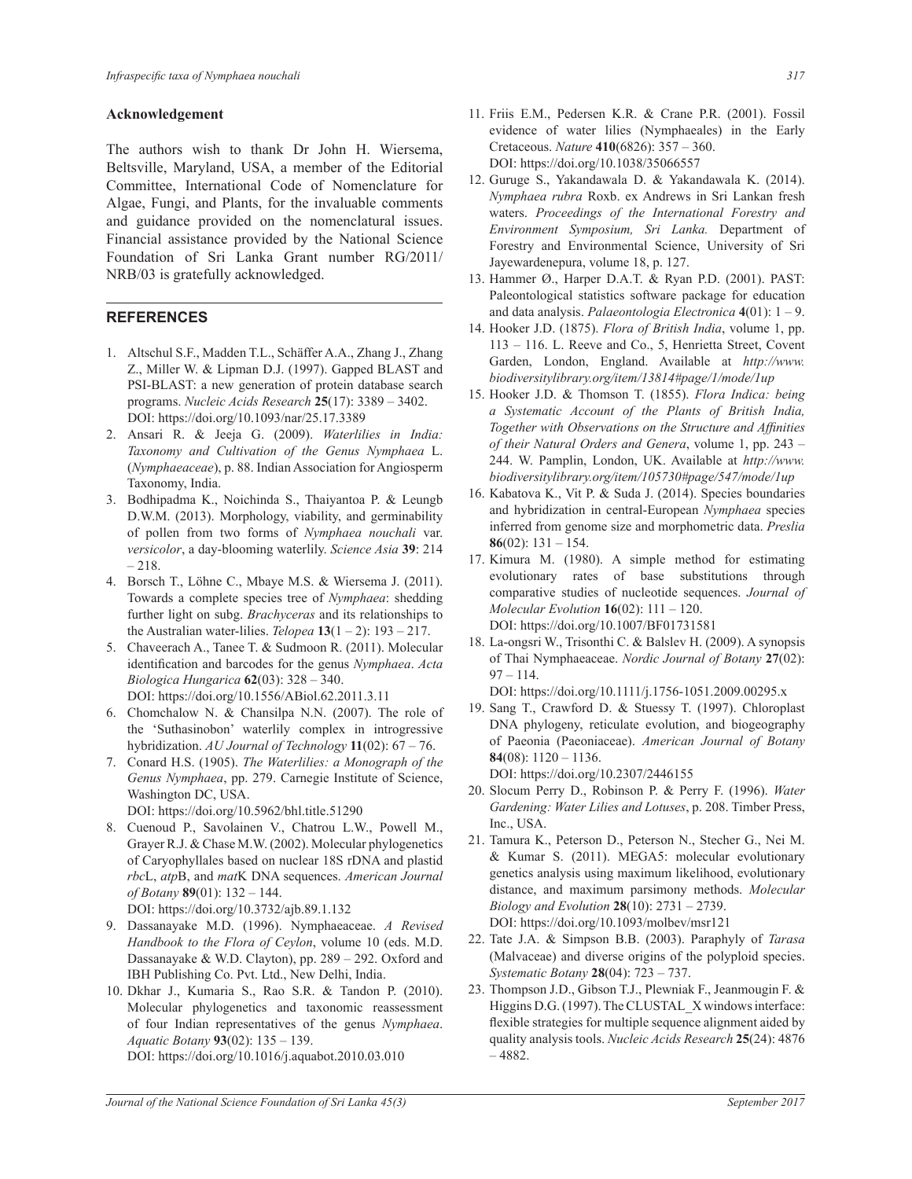### Acknowledgement

The authors wish to thank Dr John H. Wiersema, Beltsville, Maryland, USA, a member of the Editorial Committee, International Code of Nomenclature for Algae, Fungi, and Plants, for the invaluable comments and guidance provided on the nomenclatural issues. Financial assistance provided by the National Science Foundation of Sri Lanka Grant number RG/2011/NRB/03 is gratefully acknowledged.

## REFERENCES

1. Altschul S.F., Madden T.L., Schäffer A.A., Zhang J., Zhang Z., Miller W. & Lipman D.J. (1997). Gapped BLAST and PSI-BLAST: a new generation of protein database search programs. *Nucleic Acids Research* **25**(17): 3389 – 3402. DOI: https://doi.org/10.1093/nar/25.17.3389
2. Ansari R. & Jeeja G. (2009). *Waterlilies in India: Taxonomy and Cultivation of the Genus Nymphaea* L. (*Nymphaeaceae*), p. 88. Indian Association for Angiosperm Taxonomy, India.
3. Bodhipadma K., Noichinda S., Thaiyantoa P. & Leungb D.W.M. (2013). Morphology, viability, and germinability of pollen from two forms of *Nymphaea nouchali* var. *versicolor*, a day-blooming waterlily. *Science Asia* **39**: 214 – 218.
4. Borsch T., Löhne C., Mbaye M.S. & Wiersema J. (2011). Towards a complete species tree of *Nymphaea*: shedding further light on subg. *Brachyceras* and its relationships to the Australian water-lilies. *Telopea* **13**(1 – 2): 193 – 217.
5. Chaveerach A., Tanee T. & Sudmoon R. (2011). Molecular identification and barcodes for the genus *Nymphaea*. *Acta Biologica Hungarica* **62**(03): 328 – 340. DOI: https://doi.org/10.1556/ABiol.62.2011.3.11
6. Chomchalow N. & Chansilpa N.N. (2007). The role of the 'Suthasinobon' waterlily complex in introgressive hybridization. *AU Journal of Technology* **11**(02): 67 – 76.
7. Conard H.S. (1905). *The Waterlilies: a Monograph of the Genus Nymphaea*, pp. 279. Carnegie Institute of Science, Washington DC, USA. DOI: https://doi.org/10.5962/bhl.title.51290
8. Cuenoud P., Savolainen V., Chatrou L.W., Powell M., Grayer R.J. & Chase M.W. (2002). Molecular phylogenetics of Caryophyllales based on nuclear 18S rDNA and plastid *rbc*L, *atp*B, and *mat*K DNA sequences. *American Journal of Botany* **89**(01): 132 – 144. DOI: https://doi.org/10.3732/ajb.89.1.132
9. Dassanayake M.D. (1996). Nymphaeaceae. *A Revised Handbook to the Flora of Ceylon*, volume 10 (eds. M.D. Dassanayake & W.D. Clayton), pp. 289 – 292. Oxford and IBH Publishing Co. Pvt. Ltd., New Delhi, India.
10. Dkhar J., Kumaria S., Rao S.R. & Tandon P. (2010). Molecular phylogenetics and taxonomic reassessment of four Indian representatives of the genus *Nymphaea*. *Aquatic Botany* **93**(02): 135 – 139. DOI: https://doi.org/10.1016/j.aquabot.2010.03.010
11. Friis E.M., Pedersen K.R. & Crane P.R. (2001). Fossil evidence of water lilies (Nymphaeales) in the Early Cretaceous. *Nature* **410**(6826): 357 – 360. DOI: https://doi.org/10.1038/35066557
12. Guruge S., Yakandawala D. & Yakandawala K. (2014). *Nymphaea rubra* Roxb. ex Andrews in Sri Lankan fresh waters. *Proceedings of the International Forestry and Environment Symposium, Sri Lanka.* Department of Forestry and Environmental Science, University of Sri Jayewardenepura, volume 18, p. 127.
13. Hammer Ø., Harper D.A.T. & Ryan P.D. (2001). PAST: Paleontological statistics software package for education and data analysis. *Palaeontologia Electronica* **4**(01): 1 – 9.
14. Hooker J.D. (1875). *Flora of British India*, volume 1, pp. 113 – 116. L. Reeve and Co., 5, Henrietta Street, Covent Garden, London, England. Available at *http://www.biodiversitylibrary.org/item/13814#page/1/mode/1up*
15. Hooker J.D. & Thomson T. (1855). *Flora Indica: being a Systematic Account of the Plants of British India, Together with Observations on the Structure and Affinities of their Natural Orders and Genera*, volume 1, pp. 243 – 244. W. Pamplin, London, UK. Available at *http://www.biodiversitylibrary.org/item/105730#page/547/mode/1up*
16. Kabatova K., Vit P. & Suda J. (2014). Species boundaries and hybridization in central-European *Nymphaea* species inferred from genome size and morphometric data. *Preslia* **86**(02): 131 – 154.
17. Kimura M. (1980). A simple method for estimating evolutionary rates of base substitutions through comparative studies of nucleotide sequences. *Journal of Molecular Evolution* **16**(02): 111 – 120. DOI: https://doi.org/10.1007/BF01731581
18. La-ongsri W., Trisonthi C. & Balslev H. (2009). A synopsis of Thai Nymphaeaceae. *Nordic Journal of Botany* **27**(02): 97 – 114. DOI: https://doi.org/10.1111/j.1756-1051.2009.00295.x
19. Sang T., Crawford D. & Stuessy T. (1997). Chloroplast DNA phylogeny, reticulate evolution, and biogeography of Paeonia (Paeoniaceae). *American Journal of Botany* **84**(08): 1120 – 1136. DOI: https://doi.org/10.2307/2446155
20. Slocum Perry D., Robinson P. & Perry F. (1996). *Water Gardening: Water Lilies and Lotuses*, p. 208. Timber Press, Inc., USA.
21. Tamura K., Peterson D., Peterson N., Stecher G., Nei M. & Kumar S. (2011). MEGA5: molecular evolutionary genetics analysis using maximum likelihood, evolutionary distance, and maximum parsimony methods. *Molecular Biology and Evolution* **28**(10): 2731 – 2739. DOI: https://doi.org/10.1093/molbev/msr121
22. Tate J.A. & Simpson B.B. (2003). Paraphyly of *Tarasa* (Malvaceae) and diverse origins of the polyploid species. *Systematic Botany* **28**(04): 723 – 737.
23. Thompson J.D., Gibson T.J., Plewniak F., Jeanmougin F. & Higgins D.G. (1997). The CLUSTAL_X windows interface: flexible strategies for multiple sequence alignment aided by quality analysis tools. *Nucleic Acids Research* **25**(24): 4876 – 4882.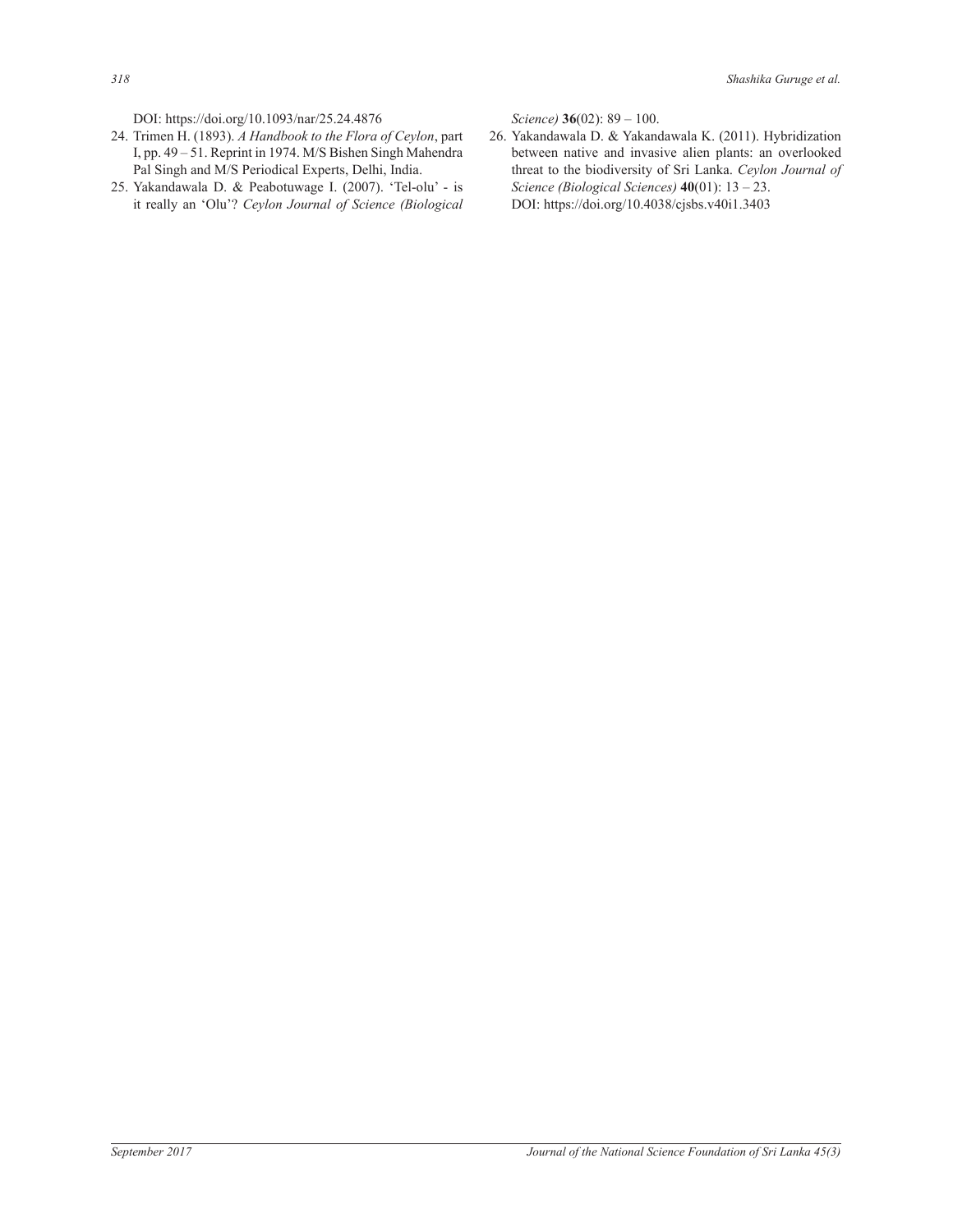DOI: https://doi.org/10.1093/nar/25.24.4876

24. Trimen H. (1893). *A Handbook to the Flora of Ceylon*, part I, pp. 49 – 51. Reprint in 1974. M/S Bishen Singh Mahendra Pal Singh and M/S Periodical Experts, Delhi, India.
25. Yakandawala D. & Peabotuwage I. (2007). 'Tel-olu' - is it really an 'Olu'? *Ceylon Journal of Science (Biological Science)* **36**(02): 89 – 100.
26. Yakandawala D. & Yakandawala K. (2011). Hybridization between native and invasive alien plants: an overlooked threat to the biodiversity of Sri Lanka. *Ceylon Journal of Science (Biological Sciences)* **40**(01): 13 – 23. DOI: https://doi.org/10.4038/cjsbs.v40i1.3403